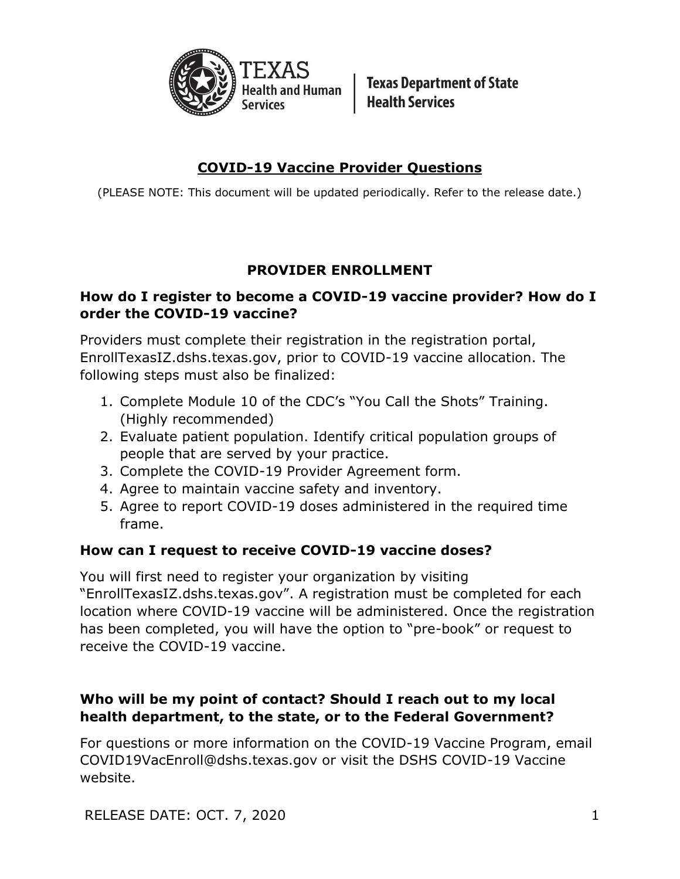Texas Health and Human Services | Texas Department of State Health Services

# COVID-19 Vaccine Provider Questions

(PLEASE NOTE: This document will be updated periodically. Refer to the release date.)

## PROVIDER ENROLLMENT

### How do I register to become a COVID-19 vaccine provider? How do I order the COVID-19 vaccine?

Providers must complete their registration in the registration portal, EnrollTexasIZ.dshs.texas.gov, prior to COVID-19 vaccine allocation. The following steps must also be finalized:

1. Complete Module 10 of the CDC's "You Call the Shots" Training. (Highly recommended)
2. Evaluate patient population. Identify critical population groups of people that are served by your practice.
3. Complete the COVID-19 Provider Agreement form.
4. Agree to maintain vaccine safety and inventory.
5. Agree to report COVID-19 doses administered in the required time frame.

### How can I request to receive COVID-19 vaccine doses?

You will first need to register your organization by visiting "EnrollTexasIZ.dshs.texas.gov". A registration must be completed for each location where COVID-19 vaccine will be administered. Once the registration has been completed, you will have the option to "pre-book" or request to receive the COVID-19 vaccine.

### Who will be my point of contact? Should I reach out to my local health department, to the state, or to the Federal Government?

For questions or more information on the COVID-19 Vaccine Program, email COVID19VacEnroll@dshs.texas.gov or visit the DSHS COVID-19 Vaccine website.

RELEASE DATE: OCT. 7, 2020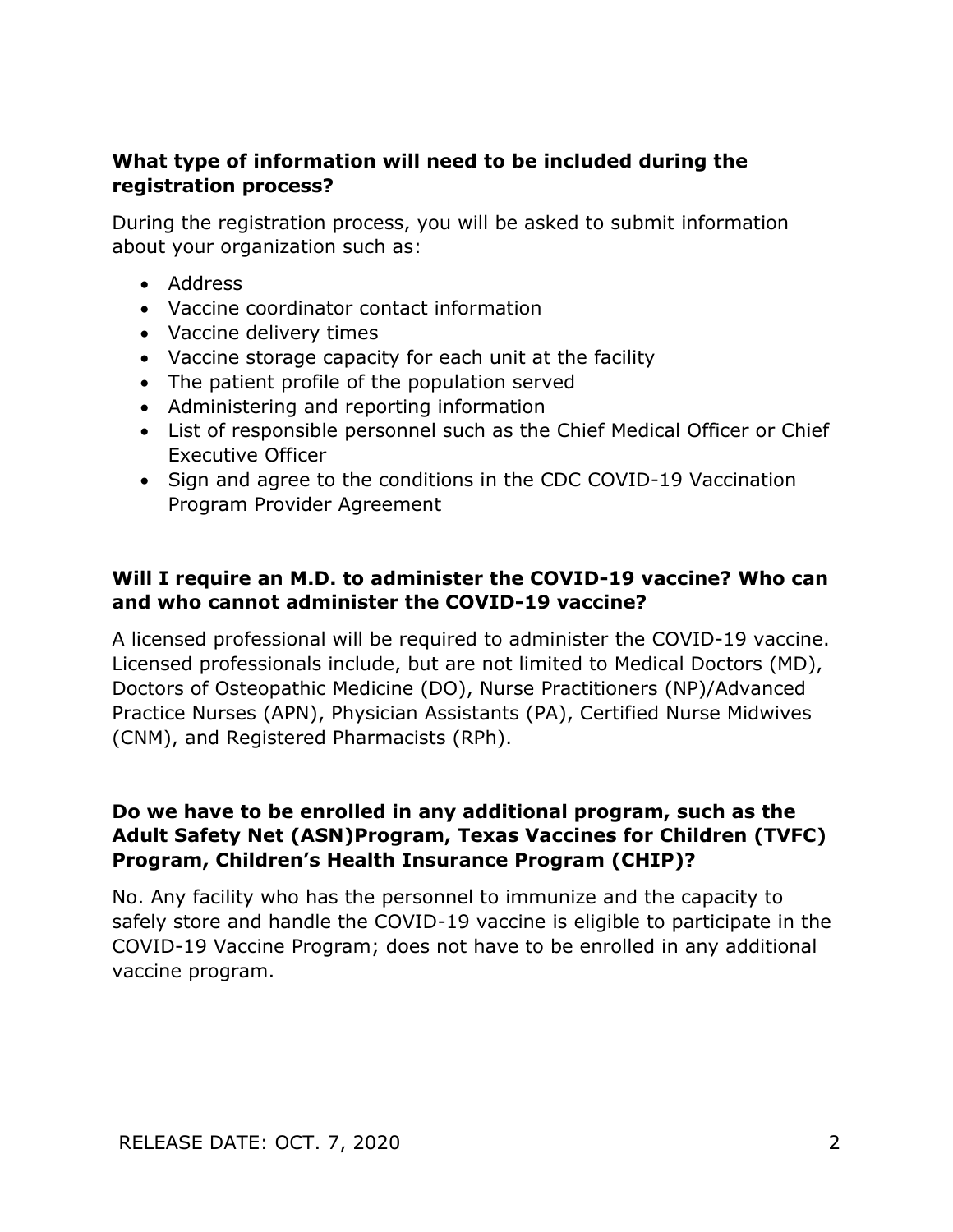**What type of information will need to be included during the registration process?**

During the registration process, you will be asked to submit information about your organization such as:

- Address
- Vaccine coordinator contact information
- Vaccine delivery times
- Vaccine storage capacity for each unit at the facility
- The patient profile of the population served
- Administering and reporting information
- List of responsible personnel such as the Chief Medical Officer or Chief Executive Officer
- Sign and agree to the conditions in the CDC COVID-19 Vaccination Program Provider Agreement

**Will I require an M.D. to administer the COVID-19 vaccine? Who can and who cannot administer the COVID-19 vaccine?**

A licensed professional will be required to administer the COVID-19 vaccine. Licensed professionals include, but are not limited to Medical Doctors (MD), Doctors of Osteopathic Medicine (DO), Nurse Practitioners (NP)/Advanced Practice Nurses (APN), Physician Assistants (PA), Certified Nurse Midwives (CNM), and Registered Pharmacists (RPh).

**Do we have to be enrolled in any additional program, such as the Adult Safety Net (ASN)Program, Texas Vaccines for Children (TVFC) Program, Children's Health Insurance Program (CHIP)?**

No. Any facility who has the personnel to immunize and the capacity to safely store and handle the COVID-19 vaccine is eligible to participate in the COVID-19 Vaccine Program; does not have to be enrolled in any additional vaccine program.

RELEASE DATE: OCT. 7, 2020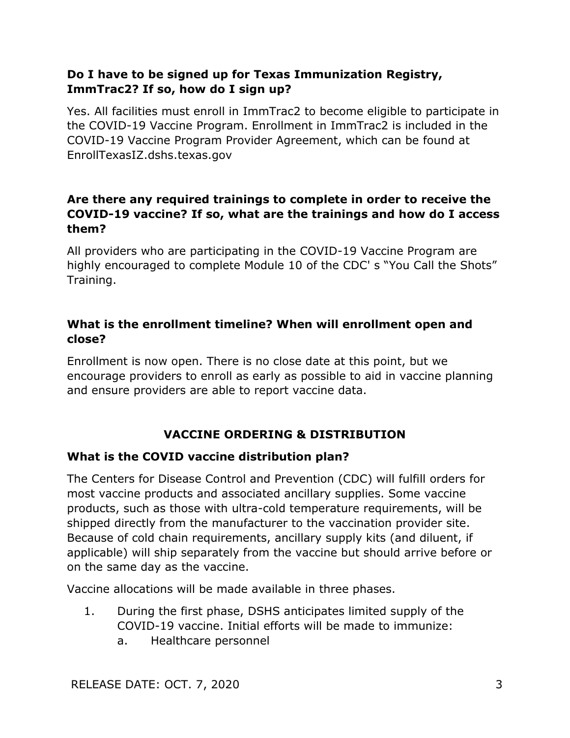**Do I have to be signed up for Texas Immunization Registry, ImmTrac2? If so, how do I sign up?**

Yes. All facilities must enroll in ImmTrac2 to become eligible to participate in the COVID-19 Vaccine Program. Enrollment in ImmTrac2 is included in the COVID-19 Vaccine Program Provider Agreement, which can be found at EnrollTexasIZ.dshs.texas.gov

**Are there any required trainings to complete in order to receive the COVID-19 vaccine? If so, what are the trainings and how do I access them?**

All providers who are participating in the COVID-19 Vaccine Program are highly encouraged to complete Module 10 of the CDC' s "You Call the Shots" Training.

**What is the enrollment timeline? When will enrollment open and close?**

Enrollment is now open. There is no close date at this point, but we encourage providers to enroll as early as possible to aid in vaccine planning and ensure providers are able to report vaccine data.

## VACCINE ORDERING & DISTRIBUTION

**What is the COVID vaccine distribution plan?**

The Centers for Disease Control and Prevention (CDC) will fulfill orders for most vaccine products and associated ancillary supplies. Some vaccine products, such as those with ultra-cold temperature requirements, will be shipped directly from the manufacturer to the vaccination provider site. Because of cold chain requirements, ancillary supply kits (and diluent, if applicable) will ship separately from the vaccine but should arrive before or on the same day as the vaccine.

Vaccine allocations will be made available in three phases.

1. During the first phase, DSHS anticipates limited supply of the COVID-19 vaccine. Initial efforts will be made to immunize:
   a. Healthcare personnel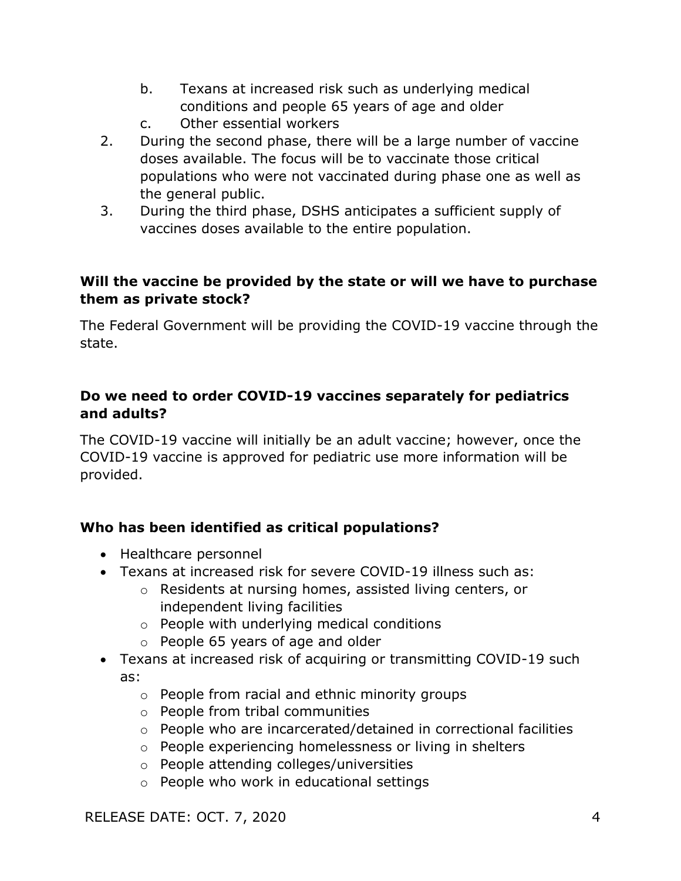b. Texans at increased risk such as underlying medical conditions and people 65 years of age and older
   c. Other essential workers
2. During the second phase, there will be a large number of vaccine doses available. The focus will be to vaccinate those critical populations who were not vaccinated during phase one as well as the general public.
3. During the third phase, DSHS anticipates a sufficient supply of vaccines doses available to the entire population.

**Will the vaccine be provided by the state or will we have to purchase them as private stock?**

The Federal Government will be providing the COVID-19 vaccine through the state.

**Do we need to order COVID-19 vaccines separately for pediatrics and adults?**

The COVID-19 vaccine will initially be an adult vaccine; however, once the COVID-19 vaccine is approved for pediatric use more information will be provided.

**Who has been identified as critical populations?**

- Healthcare personnel
- Texans at increased risk for severe COVID-19 illness such as:
  - Residents at nursing homes, assisted living centers, or independent living facilities
  - People with underlying medical conditions
  - People 65 years of age and older
- Texans at increased risk of acquiring or transmitting COVID-19 such as:
  - People from racial and ethnic minority groups
  - People from tribal communities
  - People who are incarcerated/detained in correctional facilities
  - People experiencing homelessness or living in shelters
  - People attending colleges/universities
  - People who work in educational settings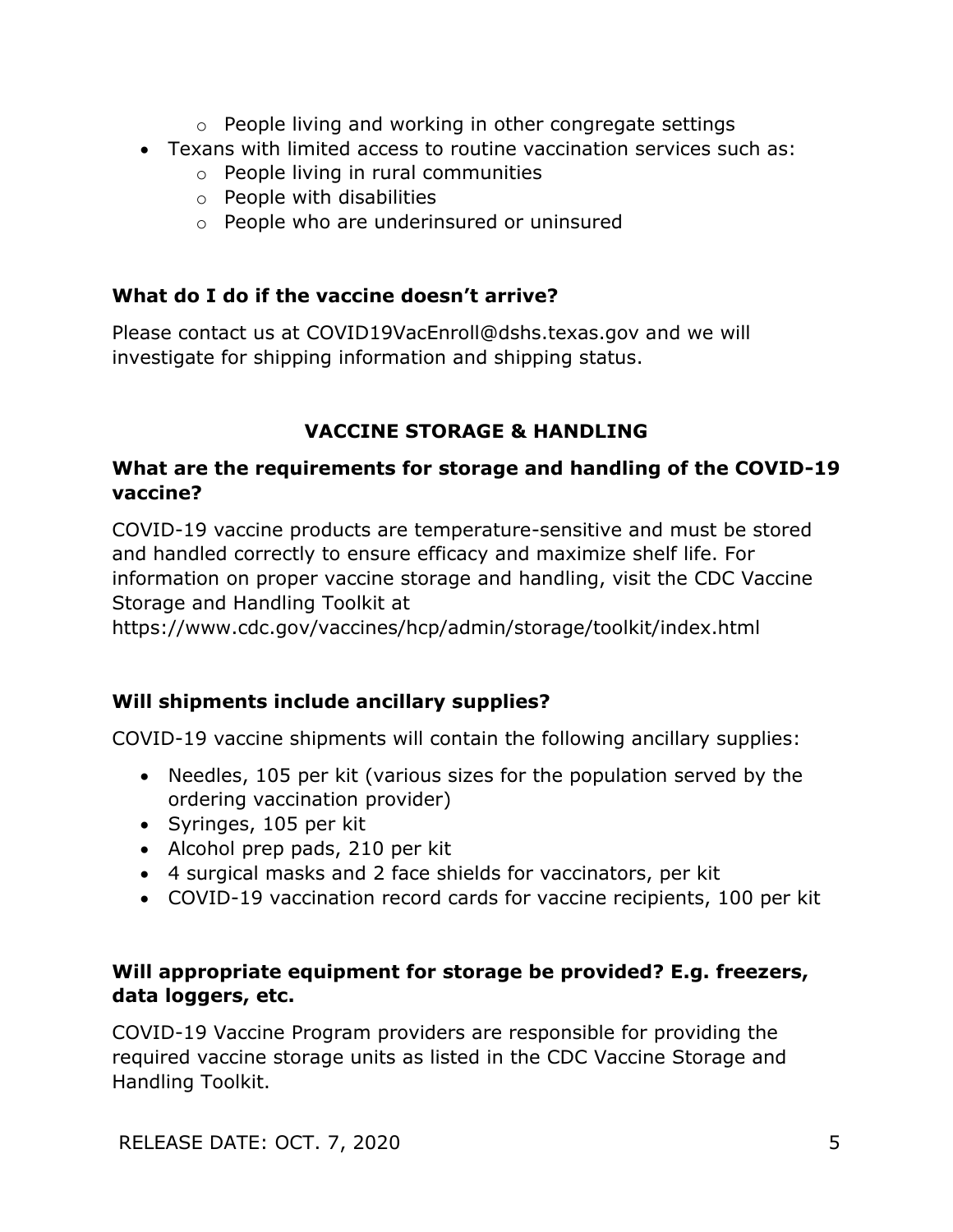- People living and working in other congregate settings
- Texans with limited access to routine vaccination services such as:
   - People living in rural communities
   - People with disabilities
   - People who are underinsured or uninsured

**What do I do if the vaccine doesn't arrive?**

Please contact us at COVID19VacEnroll@dshs.texas.gov and we will investigate for shipping information and shipping status.

## VACCINE STORAGE & HANDLING

**What are the requirements for storage and handling of the COVID-19 vaccine?**

COVID-19 vaccine products are temperature-sensitive and must be stored and handled correctly to ensure efficacy and maximize shelf life. For information on proper vaccine storage and handling, visit the CDC Vaccine Storage and Handling Toolkit at https://www.cdc.gov/vaccines/hcp/admin/storage/toolkit/index.html

**Will shipments include ancillary supplies?**

COVID-19 vaccine shipments will contain the following ancillary supplies:

- Needles, 105 per kit (various sizes for the population served by the ordering vaccination provider)
- Syringes, 105 per kit
- Alcohol prep pads, 210 per kit
- 4 surgical masks and 2 face shields for vaccinators, per kit
- COVID-19 vaccination record cards for vaccine recipients, 100 per kit

**Will appropriate equipment for storage be provided? E.g. freezers, data loggers, etc.**

COVID-19 Vaccine Program providers are responsible for providing the required vaccine storage units as listed in the CDC Vaccine Storage and Handling Toolkit.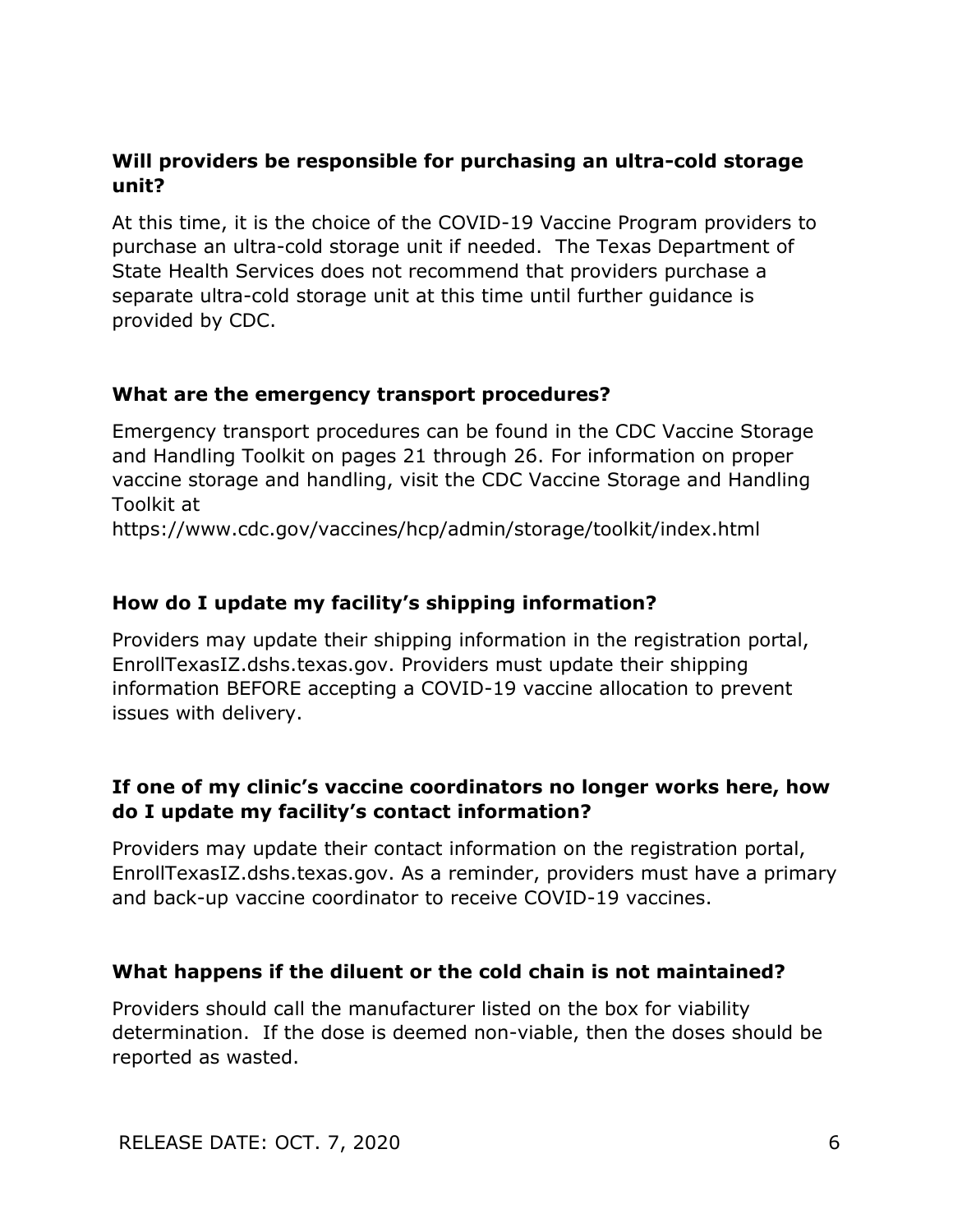**Will providers be responsible for purchasing an ultra-cold storage unit?**

At this time, it is the choice of the COVID-19 Vaccine Program providers to purchase an ultra-cold storage unit if needed. The Texas Department of State Health Services does not recommend that providers purchase a separate ultra-cold storage unit at this time until further guidance is provided by CDC.

**What are the emergency transport procedures?**

Emergency transport procedures can be found in the CDC Vaccine Storage and Handling Toolkit on pages 21 through 26. For information on proper vaccine storage and handling, visit the CDC Vaccine Storage and Handling Toolkit at https://www.cdc.gov/vaccines/hcp/admin/storage/toolkit/index.html

**How do I update my facility's shipping information?**

Providers may update their shipping information in the registration portal, EnrollTexasIZ.dshs.texas.gov. Providers must update their shipping information BEFORE accepting a COVID-19 vaccine allocation to prevent issues with delivery.

**If one of my clinic's vaccine coordinators no longer works here, how do I update my facility's contact information?**

Providers may update their contact information on the registration portal, EnrollTexasIZ.dshs.texas.gov. As a reminder, providers must have a primary and back-up vaccine coordinator to receive COVID-19 vaccines.

**What happens if the diluent or the cold chain is not maintained?**

Providers should call the manufacturer listed on the box for viability determination. If the dose is deemed non-viable, then the doses should be reported as wasted.

RELEASE DATE: OCT. 7, 2020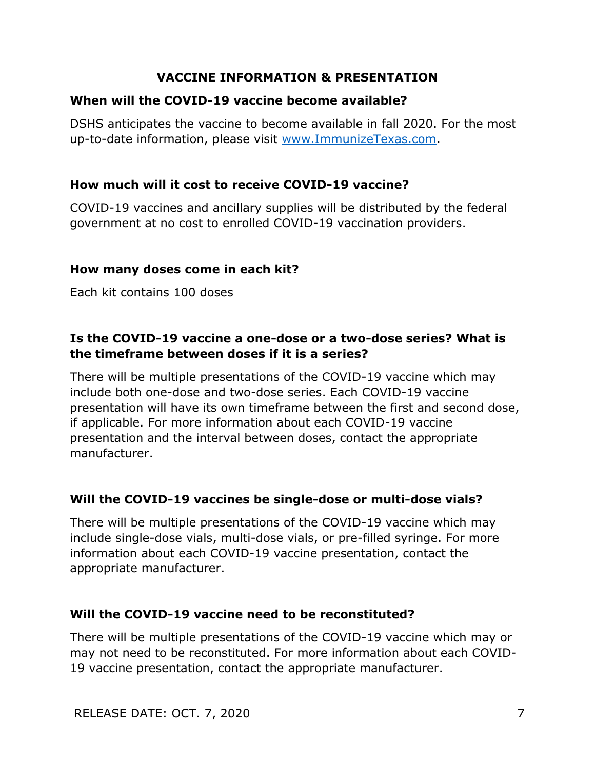## VACCINE INFORMATION & PRESENTATION

### When will the COVID-19 vaccine become available?

DSHS anticipates the vaccine to become available in fall 2020. For the most up-to-date information, please visit [www.ImmunizeTexas.com](http://www.ImmunizeTexas.com).

### How much will it cost to receive COVID-19 vaccine?

COVID-19 vaccines and ancillary supplies will be distributed by the federal government at no cost to enrolled COVID-19 vaccination providers.

### How many doses come in each kit?

Each kit contains 100 doses

### Is the COVID-19 vaccine a one-dose or a two-dose series? What is the timeframe between doses if it is a series?

There will be multiple presentations of the COVID-19 vaccine which may include both one-dose and two-dose series. Each COVID-19 vaccine presentation will have its own timeframe between the first and second dose, if applicable. For more information about each COVID-19 vaccine presentation and the interval between doses, contact the appropriate manufacturer.

### Will the COVID-19 vaccines be single-dose or multi-dose vials?

There will be multiple presentations of the COVID-19 vaccine which may include single-dose vials, multi-dose vials, or pre-filled syringe. For more information about each COVID-19 vaccine presentation, contact the appropriate manufacturer.

### Will the COVID-19 vaccine need to be reconstituted?

There will be multiple presentations of the COVID-19 vaccine which may or may not need to be reconstituted. For more information about each COVID-19 vaccine presentation, contact the appropriate manufacturer.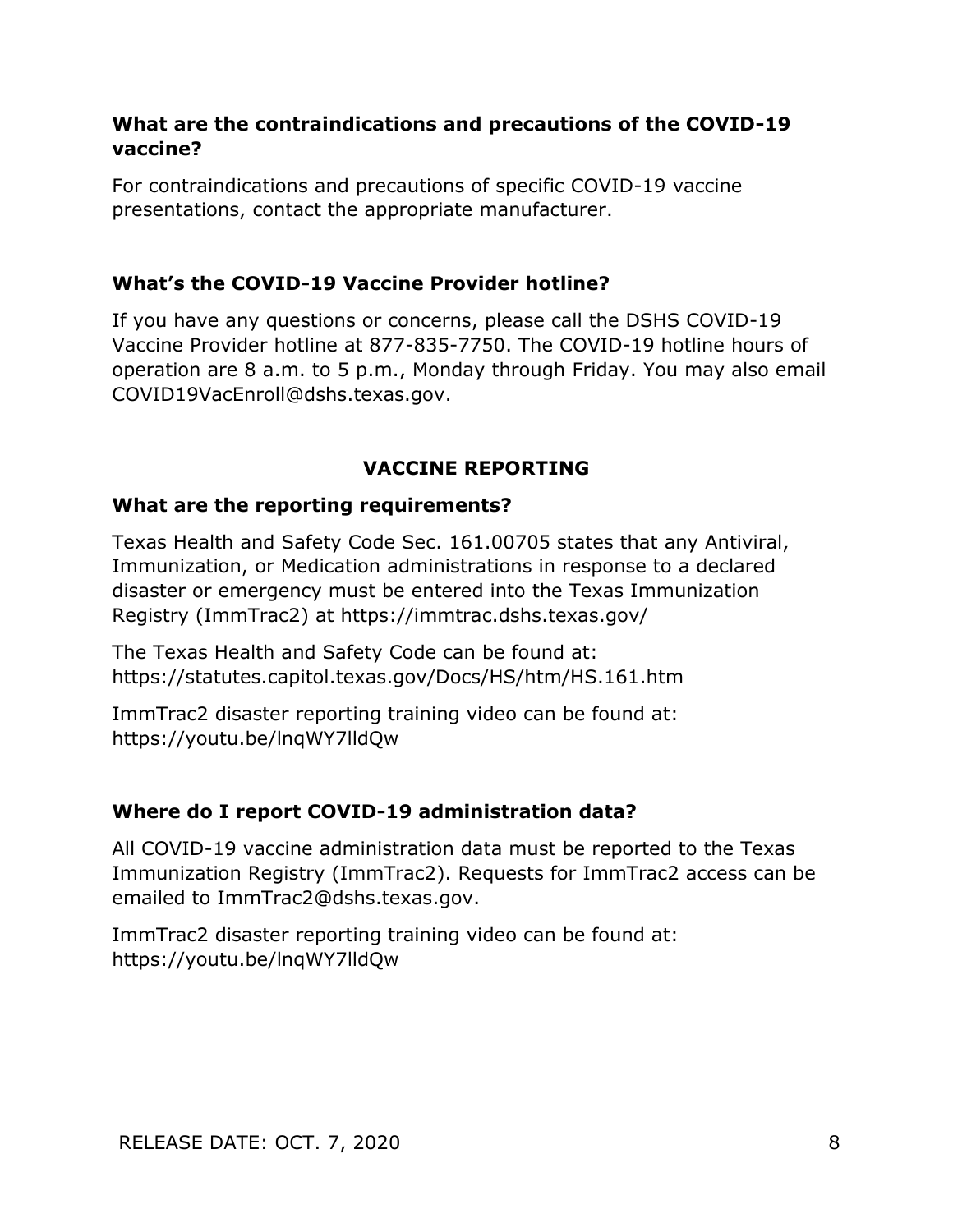### What are the contraindications and precautions of the COVID-19 vaccine?

For contraindications and precautions of specific COVID-19 vaccine presentations, contact the appropriate manufacturer.

### What's the COVID-19 Vaccine Provider hotline?

If you have any questions or concerns, please call the DSHS COVID-19 Vaccine Provider hotline at 877-835-7750. The COVID-19 hotline hours of operation are 8 a.m. to 5 p.m., Monday through Friday. You may also email COVID19VacEnroll@dshs.texas.gov.

## VACCINE REPORTING

### What are the reporting requirements?

Texas Health and Safety Code Sec. 161.00705 states that any Antiviral, Immunization, or Medication administrations in response to a declared disaster or emergency must be entered into the Texas Immunization Registry (ImmTrac2) at https://immtrac.dshs.texas.gov/

The Texas Health and Safety Code can be found at: https://statutes.capitol.texas.gov/Docs/HS/htm/HS.161.htm

ImmTrac2 disaster reporting training video can be found at: https://youtu.be/lnqWY7lldQw

### Where do I report COVID-19 administration data?

All COVID-19 vaccine administration data must be reported to the Texas Immunization Registry (ImmTrac2). Requests for ImmTrac2 access can be emailed to ImmTrac2@dshs.texas.gov.

ImmTrac2 disaster reporting training video can be found at: https://youtu.be/lnqWY7lldQw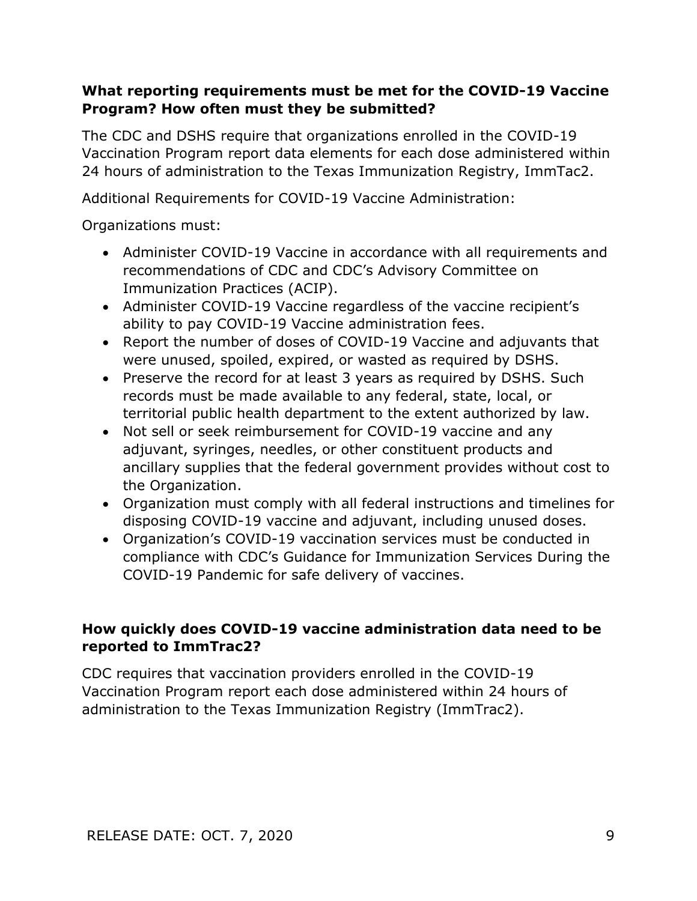**What reporting requirements must be met for the COVID-19 Vaccine Program? How often must they be submitted?**

The CDC and DSHS require that organizations enrolled in the COVID-19 Vaccination Program report data elements for each dose administered within 24 hours of administration to the Texas Immunization Registry, ImmTac2.

Additional Requirements for COVID-19 Vaccine Administration:

Organizations must:

- Administer COVID-19 Vaccine in accordance with all requirements and recommendations of CDC and CDC's Advisory Committee on Immunization Practices (ACIP).
- Administer COVID-19 Vaccine regardless of the vaccine recipient's ability to pay COVID-19 Vaccine administration fees.
- Report the number of doses of COVID-19 Vaccine and adjuvants that were unused, spoiled, expired, or wasted as required by DSHS.
- Preserve the record for at least 3 years as required by DSHS. Such records must be made available to any federal, state, local, or territorial public health department to the extent authorized by law.
- Not sell or seek reimbursement for COVID-19 vaccine and any adjuvant, syringes, needles, or other constituent products and ancillary supplies that the federal government provides without cost to the Organization.
- Organization must comply with all federal instructions and timelines for disposing COVID-19 vaccine and adjuvant, including unused doses.
- Organization's COVID-19 vaccination services must be conducted in compliance with CDC's Guidance for Immunization Services During the COVID-19 Pandemic for safe delivery of vaccines.

**How quickly does COVID-19 vaccine administration data need to be reported to ImmTrac2?**

CDC requires that vaccination providers enrolled in the COVID-19 Vaccination Program report each dose administered within 24 hours of administration to the Texas Immunization Registry (ImmTrac2).

RELEASE DATE: OCT. 7, 2020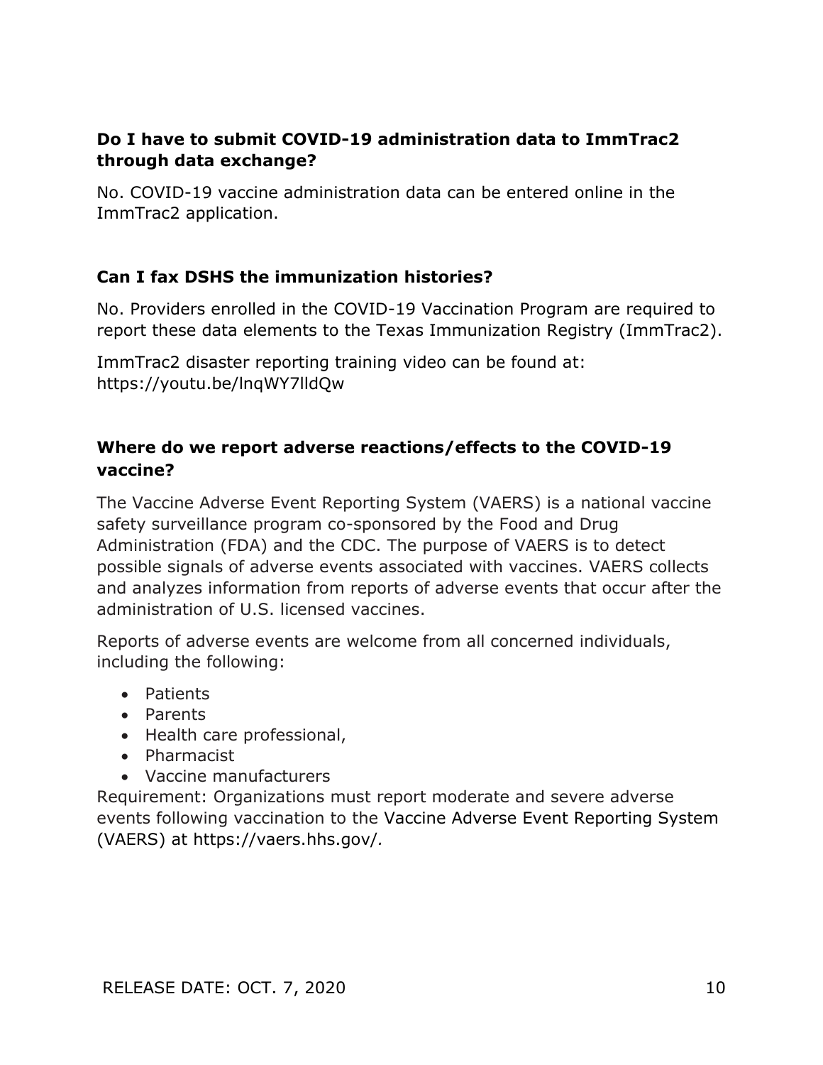### Do I have to submit COVID-19 administration data to ImmTrac2 through data exchange?

No. COVID-19 vaccine administration data can be entered online in the ImmTrac2 application.

### Can I fax DSHS the immunization histories?

No. Providers enrolled in the COVID-19 Vaccination Program are required to report these data elements to the Texas Immunization Registry (ImmTrac2).

ImmTrac2 disaster reporting training video can be found at: https://youtu.be/lnqWY7lldQw

### Where do we report adverse reactions/effects to the COVID-19 vaccine?

The Vaccine Adverse Event Reporting System (VAERS) is a national vaccine safety surveillance program co-sponsored by the Food and Drug Administration (FDA) and the CDC. The purpose of VAERS is to detect possible signals of adverse events associated with vaccines. VAERS collects and analyzes information from reports of adverse events that occur after the administration of U.S. licensed vaccines.

Reports of adverse events are welcome from all concerned individuals, including the following:

- Patients
- Parents
- Health care professional,
- Pharmacist
- Vaccine manufacturers

Requirement: Organizations must report moderate and severe adverse events following vaccination to the Vaccine Adverse Event Reporting System (VAERS) at https://vaers.hhs.gov/.